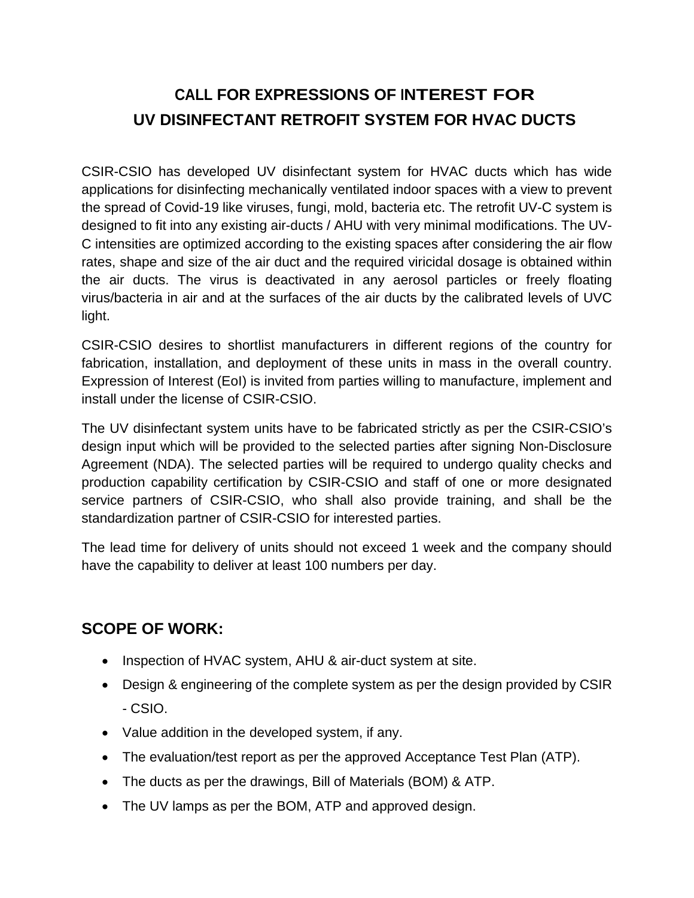# CALL FOR EXPRESSIONS OF INTEREST FOR UV DISINFECTANT RETROFIT SYSTEM FOR HVAC DUCTS

CSIR-CSIO has developed UV disinfectant system for HVAC ducts which has wide applications for disinfecting mechanically ventilated indoor spaces with a view to prevent the spread of Covid-19 like viruses, fungi, mold, bacteria etc. The retrofit UV-C system is designed to fit into any existing air-ducts / AHU with very minimal modifications. The UV-C intensities are optimized according to the existing spaces after considering the air flow rates, shape and size of the air duct and the required viricidal dosage is obtained within the air ducts. The virus is deactivated in any aerosol particles or freely floating virus/bacteria in air and at the surfaces of the air ducts by the calibrated levels of UVC light.

CSIR-CSIO desires to shortlist manufacturers in different regions of the country for fabrication, installation, and deployment of these units in mass in the overall country. Expression of Interest (EoI) is invited from parties willing to manufacture, implement and install under the license of CSIR-CSIO.

The UV disinfectant system units have to be fabricated strictly as per the CSIR-CSIO's design input which will be provided to the selected parties after signing Non-Disclosure Agreement (NDA). The selected parties will be required to undergo quality checks and production capability certification by CSIR-CSIO and staff of one or more designated service partners of CSIR-CSIO, who shall also provide training, and shall be the standardization partner of CSIR-CSIO for interested parties.

The lead time for delivery of units should not exceed 1 week and the company should have the capability to deliver at least 100 numbers per day.

## SCOPE OF WORK:

- Inspection of HVAC system, AHU & air-duct system at site.
- Design & engineering of the complete system as per the design provided by CSIR - CSIO.
- Value addition in the developed system, if any.
- The evaluation/test report as per the approved Acceptance Test Plan (ATP).
- The ducts as per the drawings, Bill of Materials (BOM) & ATP.
- The UV lamps as per the BOM, ATP and approved design.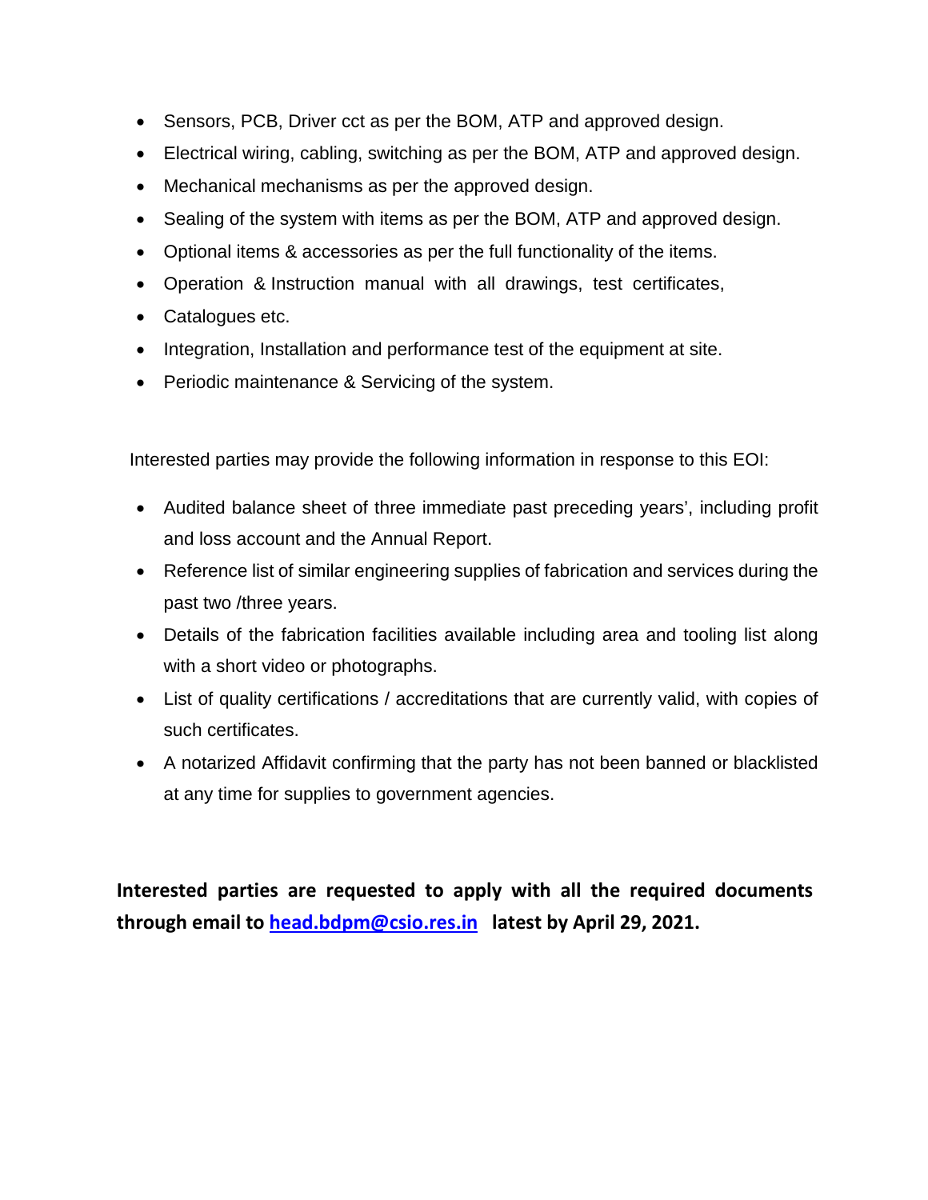- Sensors, PCB, Driver cct as per the BOM, ATP and approved design.
- Electrical wiring, cabling, switching as per the BOM, ATP and approved design.
- Mechanical mechanisms as per the approved design.
- Sealing of the system with items as per the BOM, ATP and approved design.
- Optional items & accessories as per the full functionality of the items.
- Operation & Instruction manual with all drawings, test certificates,
- Catalogues etc.
- Integration, Installation and performance test of the equipment at site.
- Periodic maintenance & Servicing of the system.

Interested parties may provide the following information in response to this EOI:

- Audited balance sheet of three immediate past preceding years', including profit and loss account and the Annual Report.
- Reference list of similar engineering supplies of fabrication and services during the past two /three years.
- Details of the fabrication facilities available including area and tooling list along with a short video or photographs.
- List of quality certifications / accreditations that are currently valid, with copies of such certificates.
- A notarized Affidavit confirming that the party has not been banned or blacklisted at any time for supplies to government agencies.

**Interested parties are requested to apply with all the required documents through email to [head.bdpm@csio.res.in](mailto:head.bdpm@csio.res.in) latest by April 29, 2021.**